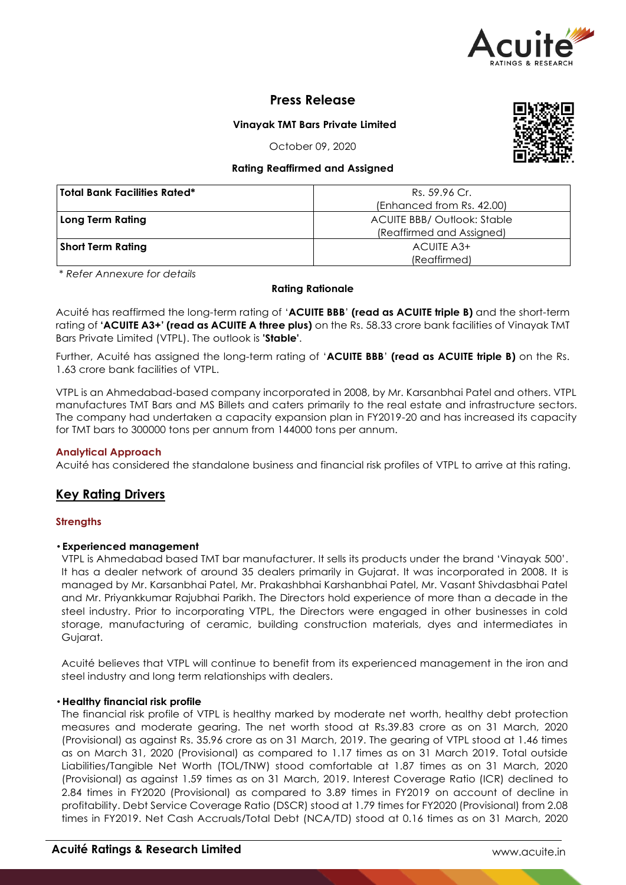# Press Release

**Vinayak TMT Bars Private Limited**

October 09, 2020

**Rating Reaffirmed and Assigned**

| **Total Bank Facilities Rated*** | Rs. 59.96 Cr. (Enhanced from Rs. 42.00) |
|---|---|
| **Long Term Rating** | ACUITE BBB/ Outlook: Stable (Reaffirmed and Assigned) |
| **Short Term Rating** | ACUITE A3+ (Reaffirmed) |

*\* Refer Annexure for details*

**Rating Rationale**

Acuité has reaffirmed the long-term rating of '**ACUITE BBB**' **(read as ACUITE triple B)** and the short-term rating of **'ACUITE A3+' (read as ACUITE A three plus)** on the Rs. 58.33 crore bank facilities of Vinayak TMT Bars Private Limited (VTPL). The outlook is **'Stable'**.

Further, Acuité has assigned the long-term rating of '**ACUITE BBB**' **(read as ACUITE triple B)** on the Rs. 1.63 crore bank facilities of VTPL.

VTPL is an Ahmedabad-based company incorporated in 2008, by Mr. Karsanbhai Patel and others. VTPL manufactures TMT Bars and MS Billets and caters primarily to the real estate and infrastructure sectors. The company had undertaken a capacity expansion plan in FY2019-20 and has increased its capacity for TMT bars to 300000 tons per annum from 144000 tons per annum.

### Analytical Approach

Acuité has considered the standalone business and financial risk profiles of VTPL to arrive at this rating.

## Key Rating Drivers

### Strengths

- **Experienced management**

  VTPL is Ahmedabad based TMT bar manufacturer. It sells its products under the brand 'Vinayak 500'. It has a dealer network of around 35 dealers primarily in Gujarat. It was incorporated in 2008. It is managed by Mr. Karsanbhai Patel, Mr. Prakashbhai Karshanbhai Patel, Mr. Vasant Shivdasbhai Patel and Mr. Priyankkumar Rajubhai Parikh. The Directors hold experience of more than a decade in the steel industry. Prior to incorporating VTPL, the Directors were engaged in other businesses in cold storage, manufacturing of ceramic, building construction materials, dyes and intermediates in Gujarat.

  Acuité believes that VTPL will continue to benefit from its experienced management in the iron and steel industry and long term relationships with dealers.

- **Healthy financial risk profile**

  The financial risk profile of VTPL is healthy marked by moderate net worth, healthy debt protection measures and moderate gearing. The net worth stood at Rs.39.83 crore as on 31 March, 2020 (Provisional) as against Rs. 35.96 crore as on 31 March, 2019. The gearing of VTPL stood at 1.46 times as on March 31, 2020 (Provisional) as compared to 1.17 times as on 31 March 2019. Total outside Liabilities/Tangible Net Worth (TOL/TNW) stood comfortable at 1.87 times as on 31 March, 2020 (Provisional) as against 1.59 times as on 31 March, 2019. Interest Coverage Ratio (ICR) declined to 2.84 times in FY2020 (Provisional) as compared to 3.89 times in FY2019 on account of decline in profitability. Debt Service Coverage Ratio (DSCR) stood at 1.79 times for FY2020 (Provisional) from 2.08 times in FY2019. Net Cash Accruals/Total Debt (NCA/TD) stood at 0.16 times as on 31 March, 2020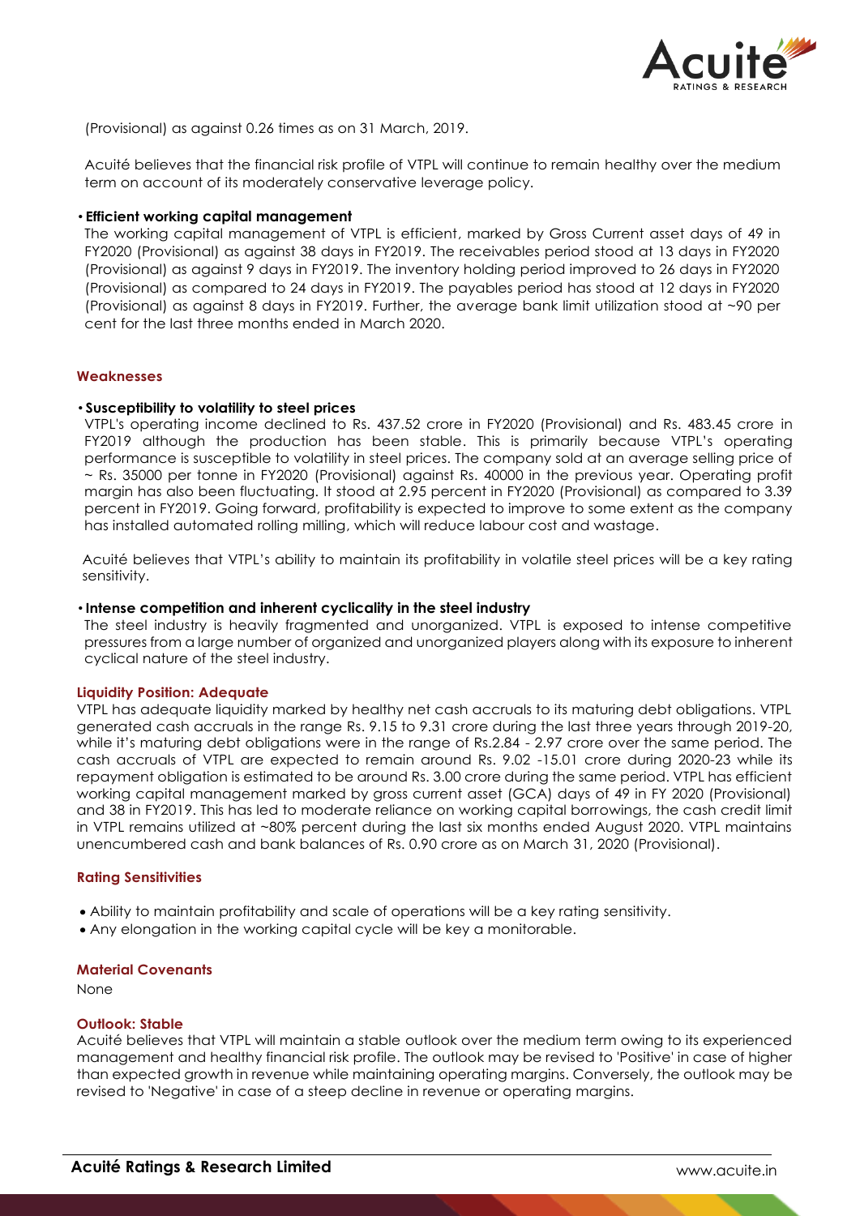(Provisional) as against 0.26 times as on 31 March, 2019.

Acuité believes that the financial risk profile of VTPL will continue to remain healthy over the medium term on account of its moderately conservative leverage policy.

- **Efficient working capital management**

The working capital management of VTPL is efficient, marked by Gross Current asset days of 49 in FY2020 (Provisional) as against 38 days in FY2019. The receivables period stood at 13 days in FY2020 (Provisional) as against 9 days in FY2019. The inventory holding period improved to 26 days in FY2020 (Provisional) as compared to 24 days in FY2019. The payables period has stood at 12 days in FY2020 (Provisional) as against 8 days in FY2019. Further, the average bank limit utilization stood at ~90 per cent for the last three months ended in March 2020.

### Weaknesses

- **Susceptibility to volatility to steel prices**

VTPL's operating income declined to Rs. 437.52 crore in FY2020 (Provisional) and Rs. 483.45 crore in FY2019 although the production has been stable. This is primarily because VTPL's operating performance is susceptible to volatility in steel prices. The company sold at an average selling price of ~ Rs. 35000 per tonne in FY2020 (Provisional) against Rs. 40000 in the previous year. Operating profit margin has also been fluctuating. It stood at 2.95 percent in FY2020 (Provisional) as compared to 3.39 percent in FY2019. Going forward, profitability is expected to improve to some extent as the company has installed automated rolling milling, which will reduce labour cost and wastage.

Acuité believes that VTPL's ability to maintain its profitability in volatile steel prices will be a key rating sensitivity.

- **Intense competition and inherent cyclicality in the steel industry**

The steel industry is heavily fragmented and unorganized. VTPL is exposed to intense competitive pressures from a large number of organized and unorganized players along with its exposure to inherent cyclical nature of the steel industry.

### Liquidity Position: Adequate

VTPL has adequate liquidity marked by healthy net cash accruals to its maturing debt obligations. VTPL generated cash accruals in the range Rs. 9.15 to 9.31 crore during the last three years through 2019-20, while it's maturing debt obligations were in the range of Rs.2.84 - 2.97 crore over the same period. The cash accruals of VTPL are expected to remain around Rs. 9.02 -15.01 crore during 2020-23 while its repayment obligation is estimated to be around Rs. 3.00 crore during the same period. VTPL has efficient working capital management marked by gross current asset (GCA) days of 49 in FY 2020 (Provisional) and 38 in FY2019. This has led to moderate reliance on working capital borrowings, the cash credit limit in VTPL remains utilized at ~80% percent during the last six months ended August 2020. VTPL maintains unencumbered cash and bank balances of Rs. 0.90 crore as on March 31, 2020 (Provisional).

### Rating Sensitivities

- Ability to maintain profitability and scale of operations will be a key rating sensitivity.
- Any elongation in the working capital cycle will be key a monitorable.

### Material Covenants

None

### Outlook: Stable

Acuité believes that VTPL will maintain a stable outlook over the medium term owing to its experienced management and healthy financial risk profile. The outlook may be revised to 'Positive' in case of higher than expected growth in revenue while maintaining operating margins. Conversely, the outlook may be revised to 'Negative' in case of a steep decline in revenue or operating margins.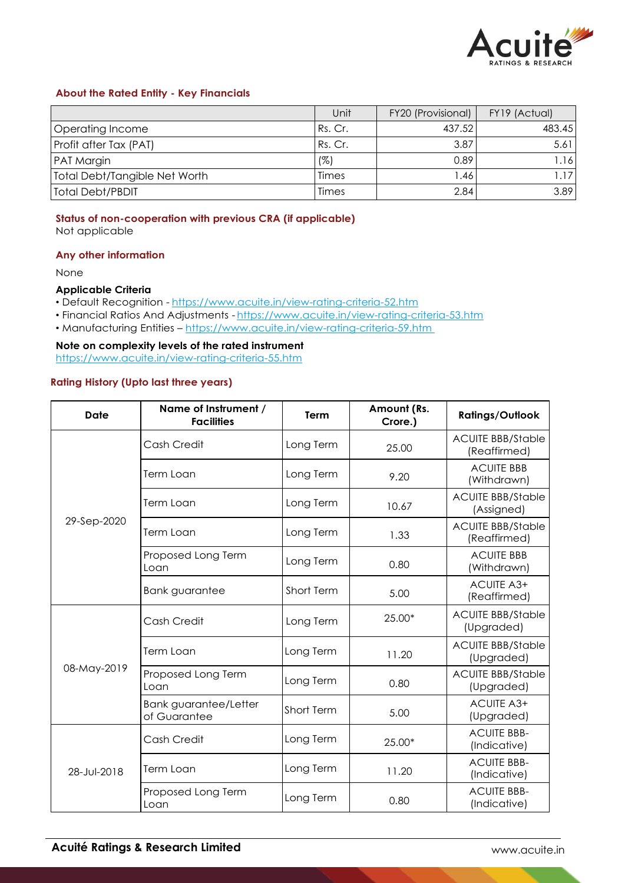### About the Rated Entity - Key Financials

| | Unit | FY20 (Provisional) | FY19 (Actual) |
|---|---|---|---|
| Operating Income | Rs. Cr. | 437.52 | 483.45 |
| Profit after Tax (PAT) | Rs. Cr. | 3.87 | 5.61 |
| PAT Margin | (%) | 0.89 | 1.16 |
| Total Debt/Tangible Net Worth | Times | 1.46 | 1.17 |
| Total Debt/PBDIT | Times | 2.84 | 3.89 |

### Status of non-cooperation with previous CRA (if applicable)

Not applicable

### Any other information

None

**Applicable Criteria**

- Default Recognition - https://www.acuite.in/view-rating-criteria-52.htm
- Financial Ratios And Adjustments - https://www.acuite.in/view-rating-criteria-53.htm
- Manufacturing Entities – https://www.acuite.in/view-rating-criteria-59.htm

**Note on complexity levels of the rated instrument**

https://www.acuite.in/view-rating-criteria-55.htm

### Rating History (Upto last three years)

| Date | Name of Instrument / Facilities | Term | Amount (Rs. Crore.) | Ratings/Outlook |
|---|---|---|---|---|
| 29-Sep-2020 | Cash Credit | Long Term | 25.00 | ACUITE BBB/Stable (Reaffirmed) |
| | Term Loan | Long Term | 9.20 | ACUITE BBB (Withdrawn) |
| | Term Loan | Long Term | 10.67 | ACUITE BBB/Stable (Assigned) |
| | Term Loan | Long Term | 1.33 | ACUITE BBB/Stable (Reaffirmed) |
| | Proposed Long Term Loan | Long Term | 0.80 | ACUITE BBB (Withdrawn) |
| | Bank guarantee | Short Term | 5.00 | ACUITE A3+ (Reaffirmed) |
| 08-May-2019 | Cash Credit | Long Term | 25.00* | ACUITE BBB/Stable (Upgraded) |
| | Term Loan | Long Term | 11.20 | ACUITE BBB/Stable (Upgraded) |
| | Proposed Long Term Loan | Long Term | 0.80 | ACUITE BBB/Stable (Upgraded) |
| | Bank guarantee/Letter of Guarantee | Short Term | 5.00 | ACUITE A3+ (Upgraded) |
| 28-Jul-2018 | Cash Credit | Long Term | 25.00* | ACUITE BBB- (Indicative) |
| | Term Loan | Long Term | 11.20 | ACUITE BBB- (Indicative) |
| | Proposed Long Term Loan | Long Term | 0.80 | ACUITE BBB- (Indicative) |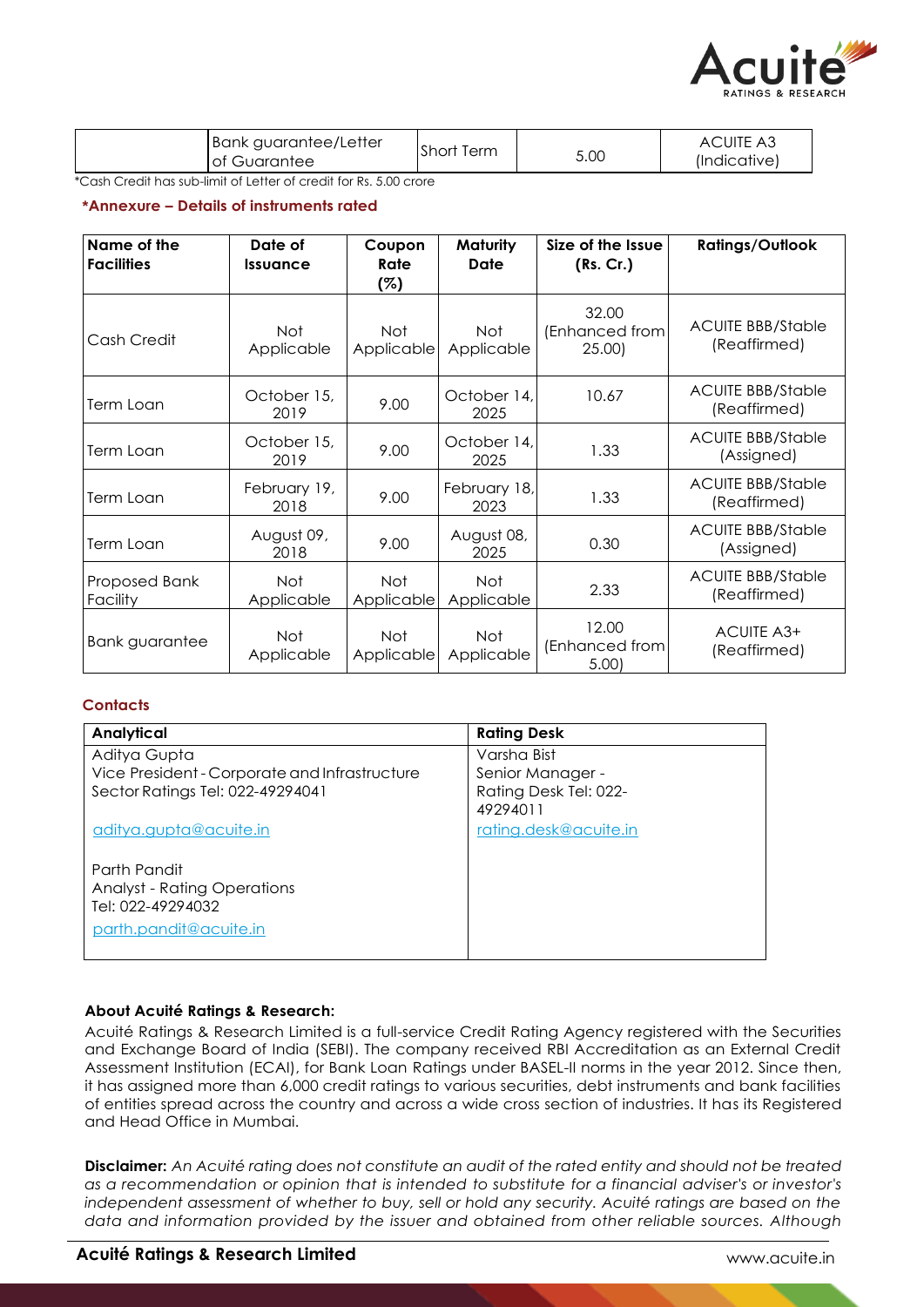|  | Bank guarantee/Letter of Guarantee | Short Term | 5.00 | ACUITE A3 (Indicative) |
|---|---|---|---|---|

*Cash Credit has sub-limit of Letter of credit for Rs. 5.00 crore

### *Annexure – Details of instruments rated

| Name of the Facilities | Date of Issuance | Coupon Rate (%) | Maturity Date | Size of the Issue (Rs. Cr.) | Ratings/Outlook |
|---|---|---|---|---|---|
| Cash Credit | Not Applicable | Not Applicable | Not Applicable | 32.00 (Enhanced from 25.00) | ACUITE BBB/Stable (Reaffirmed) |
| Term Loan | October 15, 2019 | 9.00 | October 14, 2025 | 10.67 | ACUITE BBB/Stable (Reaffirmed) |
| Term Loan | October 15, 2019 | 9.00 | October 14, 2025 | 1.33 | ACUITE BBB/Stable (Assigned) |
| Term Loan | February 19, 2018 | 9.00 | February 18, 2023 | 1.33 | ACUITE BBB/Stable (Reaffirmed) |
| Term Loan | August 09, 2018 | 9.00 | August 08, 2025 | 0.30 | ACUITE BBB/Stable (Assigned) |
| Proposed Bank Facility | Not Applicable | Not Applicable | Not Applicable | 2.33 | ACUITE BBB/Stable (Reaffirmed) |
| Bank guarantee | Not Applicable | Not Applicable | Not Applicable | 12.00 (Enhanced from 5.00) | ACUITE A3+ (Reaffirmed) |

### Contacts

| Analytical | Rating Desk |
|---|---|
| Aditya Gupta<br>Vice President - Corporate and Infrastructure Sector Ratings Tel: 022-49294041<br>aditya.gupta@acuite.in<br><br>Parth Pandit<br>Analyst - Rating Operations<br>Tel: 022-49294032<br>parth.pandit@acuite.in | Varsha Bist<br>Senior Manager - Rating Desk Tel: 022-49294011<br>rating.desk@acuite.in |

**About Acuité Ratings & Research:**

Acuité Ratings & Research Limited is a full-service Credit Rating Agency registered with the Securities and Exchange Board of India (SEBI). The company received RBI Accreditation as an External Credit Assessment Institution (ECAI), for Bank Loan Ratings under BASEL-II norms in the year 2012. Since then, it has assigned more than 6,000 credit ratings to various securities, debt instruments and bank facilities of entities spread across the country and across a wide cross section of industries. It has its Registered and Head Office in Mumbai.

**Disclaimer:** *An Acuité rating does not constitute an audit of the rated entity and should not be treated as a recommendation or opinion that is intended to substitute for a financial adviser's or investor's independent assessment of whether to buy, sell or hold any security. Acuité ratings are based on the data and information provided by the issuer and obtained from other reliable sources. Although*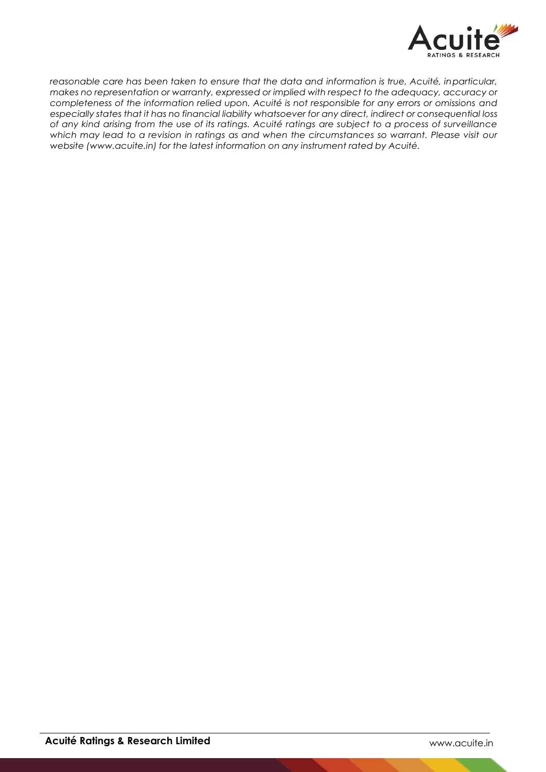*reasonable care has been taken to ensure that the data and information is true, Acuité, in particular, makes no representation or warranty, expressed or implied with respect to the adequacy, accuracy or completeness of the information relied upon. Acuité is not responsible for any errors or omissions and especially states that it has no financial liability whatsoever for any direct, indirect or consequential loss of any kind arising from the use of its ratings. Acuité ratings are subject to a process of surveillance which may lead to a revision in ratings as and when the circumstances so warrant. Please visit our website (www.acuite.in) for the latest information on any instrument rated by Acuité.*